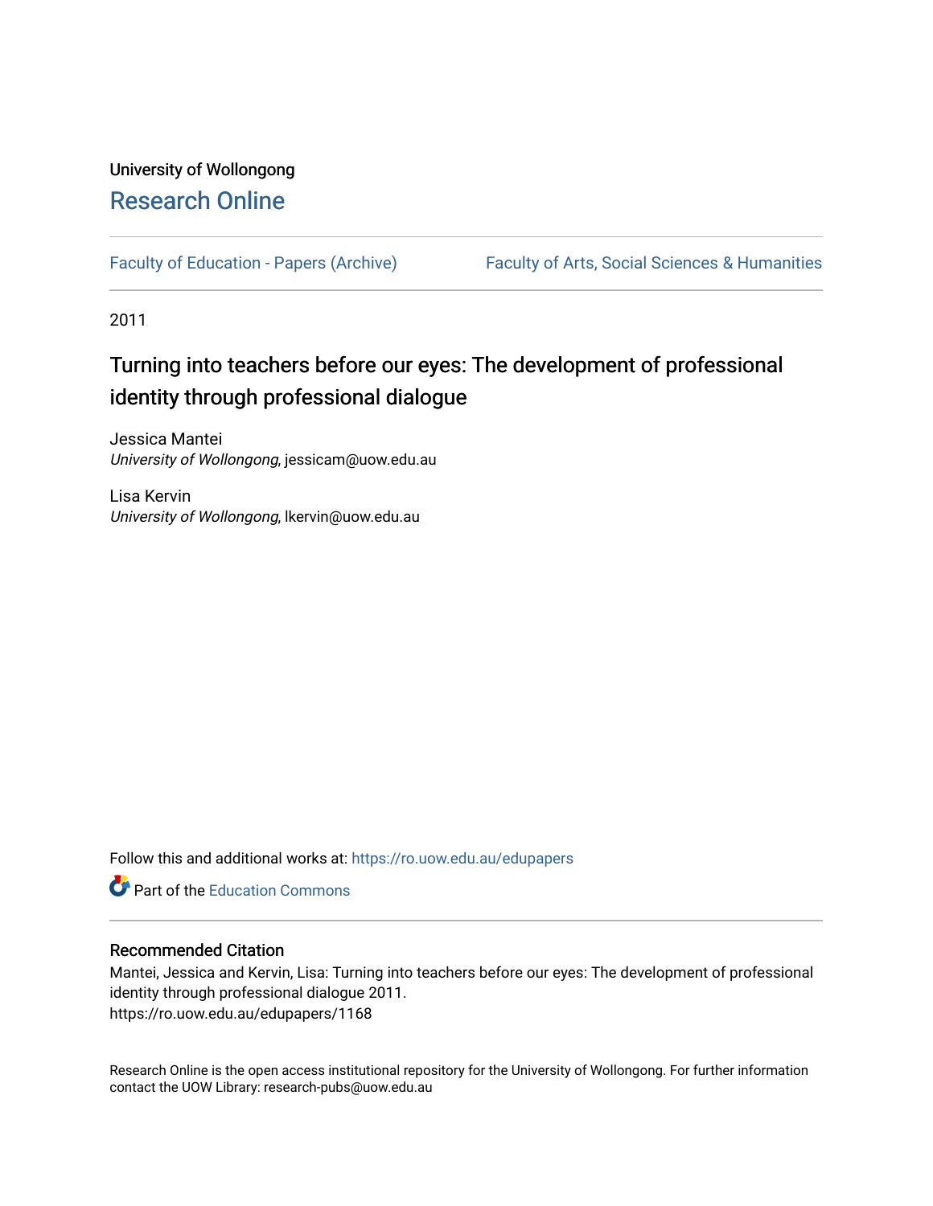University of Wollongong

## Research Online

Faculty of Education - Papers (Archive) | Faculty of Arts, Social Sciences & Humanities

2011

# Turning into teachers before our eyes: The development of professional identity through professional dialogue

Jessica Mantei
*University of Wollongong*, jessicam@uow.edu.au

Lisa Kervin
*University of Wollongong*, lkervin@uow.edu.au

Follow this and additional works at: https://ro.uow.edu.au/edupapers

Part of the Education Commons

### Recommended Citation

Mantei, Jessica and Kervin, Lisa: Turning into teachers before our eyes: The development of professional identity through professional dialogue 2011.
https://ro.uow.edu.au/edupapers/1168

Research Online is the open access institutional repository for the University of Wollongong. For further information contact the UOW Library: research-pubs@uow.edu.au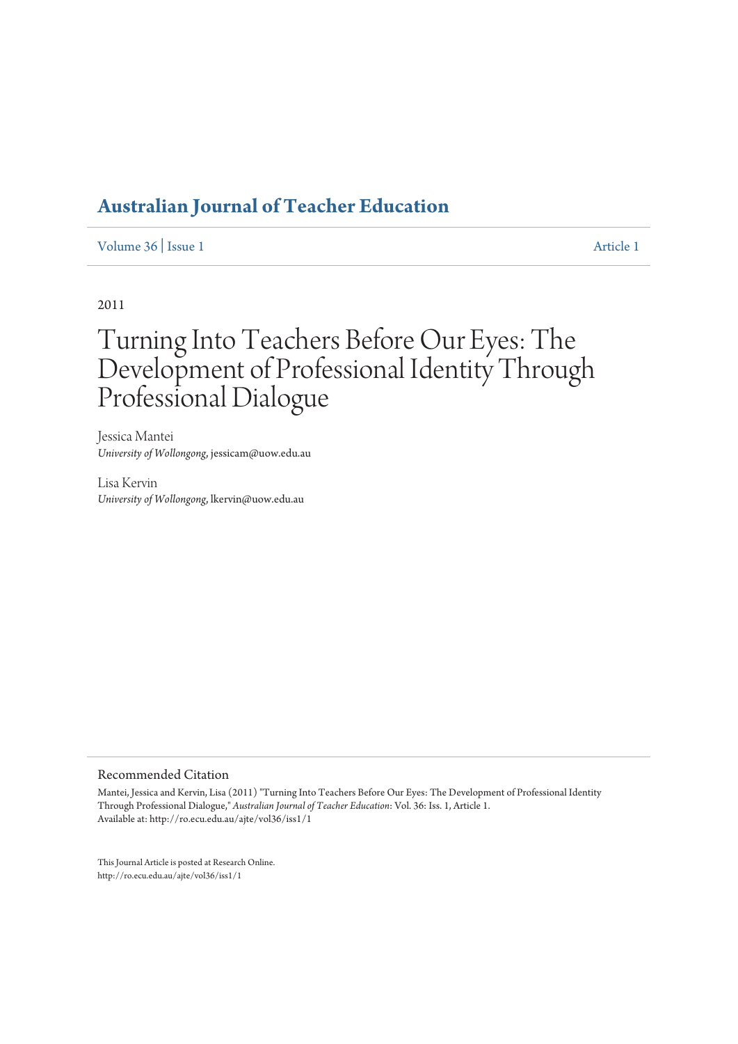# Australian Journal of Teacher Education

Volume 36 | Issue 1 Article 1

2011

# Turning Into Teachers Before Our Eyes: The Development of Professional Identity Through Professional Dialogue

Jessica Mantei
*University of Wollongong*, jessicam@uow.edu.au

Lisa Kervin
*University of Wollongong*, lkervin@uow.edu.au

## Recommended Citation

Mantei, Jessica and Kervin, Lisa (2011) "Turning Into Teachers Before Our Eyes: The Development of Professional Identity Through Professional Dialogue," *Australian Journal of Teacher Education*: Vol. 36: Iss. 1, Article 1.
Available at: http://ro.ecu.edu.au/ajte/vol36/iss1/1

This Journal Article is posted at Research Online.
http://ro.ecu.edu.au/ajte/vol36/iss1/1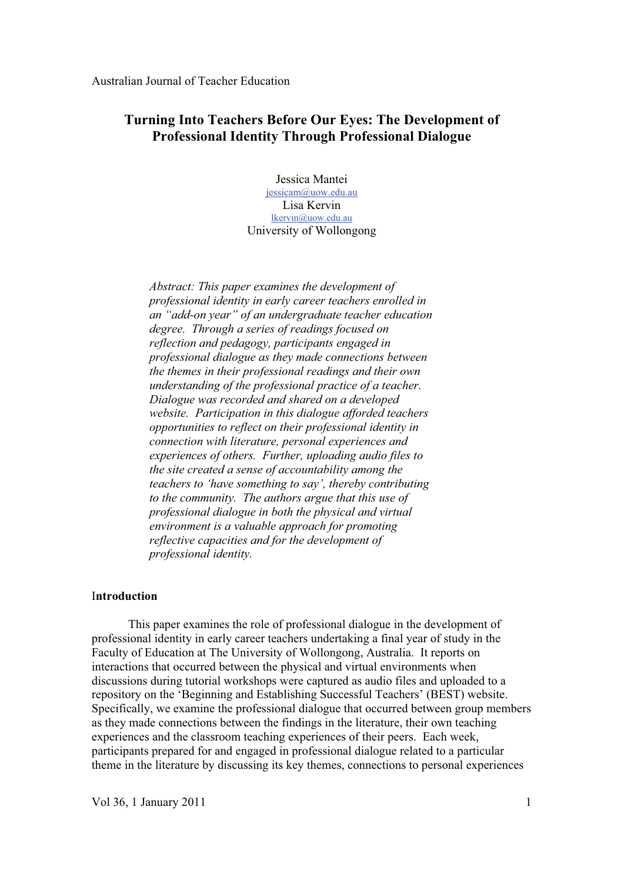Australian Journal of Teacher Education

# Turning Into Teachers Before Our Eyes: The Development of Professional Identity Through Professional Dialogue

Jessica Mantei
jessicam@uow.edu.au
Lisa Kervin
lkervin@uow.edu.au
University of Wollongong

*Abstract: This paper examines the development of professional identity in early career teachers enrolled in an "add-on year" of an undergraduate teacher education degree. Through a series of readings focused on reflection and pedagogy, participants engaged in professional dialogue as they made connections between the themes in their professional readings and their own understanding of the professional practice of a teacher. Dialogue was recorded and shared on a developed website. Participation in this dialogue afforded teachers opportunities to reflect on their professional identity in connection with literature, personal experiences and experiences of others. Further, uploading audio files to the site created a sense of accountability among the teachers to 'have something to say', thereby contributing to the community. The authors argue that this use of professional dialogue in both the physical and virtual environment is a valuable approach for promoting reflective capacities and for the development of professional identity.*

## Introduction

This paper examines the role of professional dialogue in the development of professional identity in early career teachers undertaking a final year of study in the Faculty of Education at The University of Wollongong, Australia. It reports on interactions that occurred between the physical and virtual environments when discussions during tutorial workshops were captured as audio files and uploaded to a repository on the 'Beginning and Establishing Successful Teachers' (BEST) website. Specifically, we examine the professional dialogue that occurred between group members as they made connections between the findings in the literature, their own teaching experiences and the classroom teaching experiences of their peers. Each week, participants prepared for and engaged in professional dialogue related to a particular theme in the literature by discussing its key themes, connections to personal experiences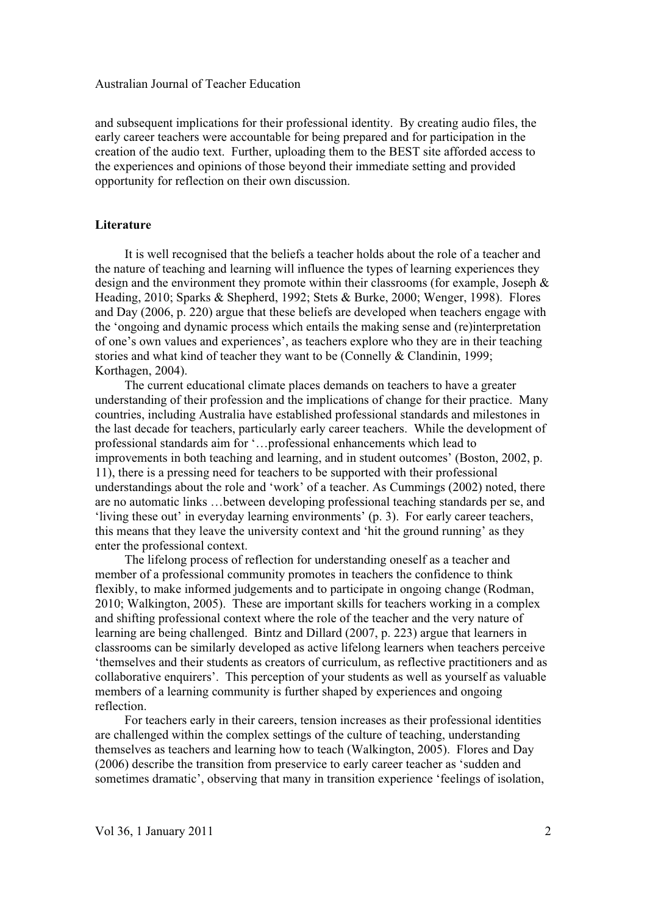and subsequent implications for their professional identity. By creating audio files, the early career teachers were accountable for being prepared and for participation in the creation of the audio text. Further, uploading them to the BEST site afforded access to the experiences and opinions of those beyond their immediate setting and provided opportunity for reflection on their own discussion.

**Literature**

It is well recognised that the beliefs a teacher holds about the role of a teacher and the nature of teaching and learning will influence the types of learning experiences they design and the environment they promote within their classrooms (for example, Joseph & Heading, 2010; Sparks & Shepherd, 1992; Stets & Burke, 2000; Wenger, 1998). Flores and Day (2006, p. 220) argue that these beliefs are developed when teachers engage with the 'ongoing and dynamic process which entails the making sense and (re)interpretation of one's own values and experiences', as teachers explore who they are in their teaching stories and what kind of teacher they want to be (Connelly & Clandinin, 1999; Korthagen, 2004).

The current educational climate places demands on teachers to have a greater understanding of their profession and the implications of change for their practice. Many countries, including Australia have established professional standards and milestones in the last decade for teachers, particularly early career teachers. While the development of professional standards aim for '…professional enhancements which lead to improvements in both teaching and learning, and in student outcomes' (Boston, 2002, p. 11), there is a pressing need for teachers to be supported with their professional understandings about the role and 'work' of a teacher. As Cummings (2002) noted, there are no automatic links …between developing professional teaching standards per se, and 'living these out' in everyday learning environments' (p. 3). For early career teachers, this means that they leave the university context and 'hit the ground running' as they enter the professional context.

The lifelong process of reflection for understanding oneself as a teacher and member of a professional community promotes in teachers the confidence to think flexibly, to make informed judgements and to participate in ongoing change (Rodman, 2010; Walkington, 2005). These are important skills for teachers working in a complex and shifting professional context where the role of the teacher and the very nature of learning are being challenged. Bintz and Dillard (2007, p. 223) argue that learners in classrooms can be similarly developed as active lifelong learners when teachers perceive 'themselves and their students as creators of curriculum, as reflective practitioners and as collaborative enquirers'. This perception of your students as well as yourself as valuable members of a learning community is further shaped by experiences and ongoing reflection.

For teachers early in their careers, tension increases as their professional identities are challenged within the complex settings of the culture of teaching, understanding themselves as teachers and learning how to teach (Walkington, 2005). Flores and Day (2006) describe the transition from preservice to early career teacher as 'sudden and sometimes dramatic', observing that many in transition experience 'feelings of isolation,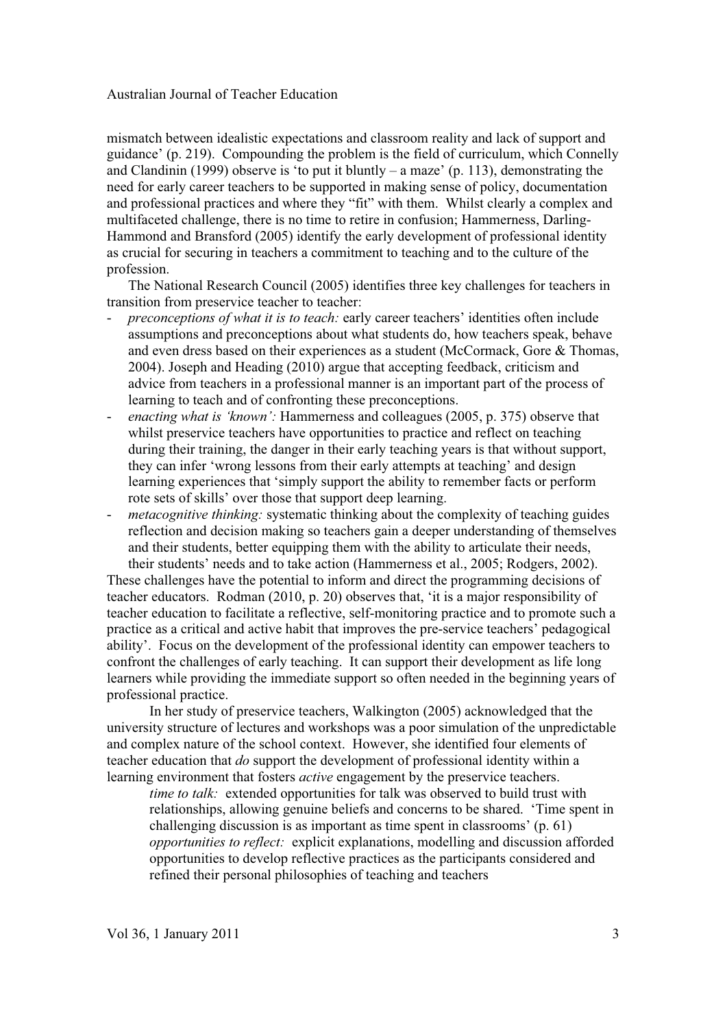mismatch between idealistic expectations and classroom reality and lack of support and guidance' (p. 219). Compounding the problem is the field of curriculum, which Connelly and Clandinin (1999) observe is 'to put it bluntly – a maze' (p. 113), demonstrating the need for early career teachers to be supported in making sense of policy, documentation and professional practices and where they "fit" with them. Whilst clearly a complex and multifaceted challenge, there is no time to retire in confusion; Hammerness, Darling-Hammond and Bransford (2005) identify the early development of professional identity as crucial for securing in teachers a commitment to teaching and to the culture of the profession.

The National Research Council (2005) identifies three key challenges for teachers in transition from preservice teacher to teacher:

- *preconceptions of what it is to teach:* early career teachers' identities often include assumptions and preconceptions about what students do, how teachers speak, behave and even dress based on their experiences as a student (McCormack, Gore & Thomas, 2004). Joseph and Heading (2010) argue that accepting feedback, criticism and advice from teachers in a professional manner is an important part of the process of learning to teach and of confronting these preconceptions.
- *enacting what is 'known':* Hammerness and colleagues (2005, p. 375) observe that whilst preservice teachers have opportunities to practice and reflect on teaching during their training, the danger in their early teaching years is that without support, they can infer 'wrong lessons from their early attempts at teaching' and design learning experiences that 'simply support the ability to remember facts or perform rote sets of skills' over those that support deep learning.
- *metacognitive thinking:* systematic thinking about the complexity of teaching guides reflection and decision making so teachers gain a deeper understanding of themselves and their students, better equipping them with the ability to articulate their needs, their students' needs and to take action (Hammerness et al., 2005; Rodgers, 2002).

These challenges have the potential to inform and direct the programming decisions of teacher educators. Rodman (2010, p. 20) observes that, 'it is a major responsibility of teacher education to facilitate a reflective, self-monitoring practice and to promote such a practice as a critical and active habit that improves the pre-service teachers' pedagogical ability'. Focus on the development of the professional identity can empower teachers to confront the challenges of early teaching. It can support their development as life long learners while providing the immediate support so often needed in the beginning years of professional practice.

In her study of preservice teachers, Walkington (2005) acknowledged that the university structure of lectures and workshops was a poor simulation of the unpredictable and complex nature of the school context. However, she identified four elements of teacher education that *do* support the development of professional identity within a learning environment that fosters *active* engagement by the preservice teachers.

*time to talk:* extended opportunities for talk was observed to build trust with relationships, allowing genuine beliefs and concerns to be shared. 'Time spent in challenging discussion is as important as time spent in classrooms' (p. 61)

*opportunities to reflect:* explicit explanations, modelling and discussion afforded opportunities to develop reflective practices as the participants considered and refined their personal philosophies of teaching and teachers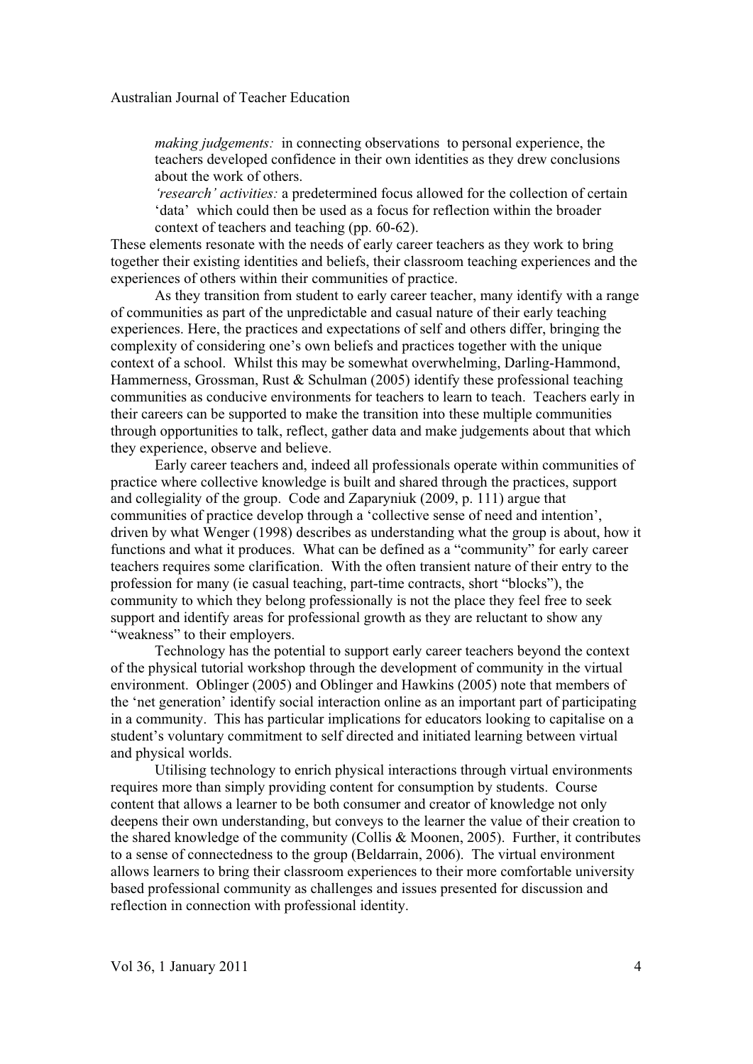*making judgements:* in connecting observations to personal experience, the teachers developed confidence in their own identities as they drew conclusions about the work of others.

*'research' activities:* a predetermined focus allowed for the collection of certain 'data' which could then be used as a focus for reflection within the broader context of teachers and teaching (pp. 60-62).

These elements resonate with the needs of early career teachers as they work to bring together their existing identities and beliefs, their classroom teaching experiences and the experiences of others within their communities of practice.

As they transition from student to early career teacher, many identify with a range of communities as part of the unpredictable and casual nature of their early teaching experiences. Here, the practices and expectations of self and others differ, bringing the complexity of considering one's own beliefs and practices together with the unique context of a school. Whilst this may be somewhat overwhelming, Darling-Hammond, Hammerness, Grossman, Rust & Schulman (2005) identify these professional teaching communities as conducive environments for teachers to learn to teach. Teachers early in their careers can be supported to make the transition into these multiple communities through opportunities to talk, reflect, gather data and make judgements about that which they experience, observe and believe.

Early career teachers and, indeed all professionals operate within communities of practice where collective knowledge is built and shared through the practices, support and collegiality of the group. Code and Zaparyniuk (2009, p. 111) argue that communities of practice develop through a 'collective sense of need and intention', driven by what Wenger (1998) describes as understanding what the group is about, how it functions and what it produces. What can be defined as a "community" for early career teachers requires some clarification. With the often transient nature of their entry to the profession for many (ie casual teaching, part-time contracts, short "blocks"), the community to which they belong professionally is not the place they feel free to seek support and identify areas for professional growth as they are reluctant to show any "weakness" to their employers.

Technology has the potential to support early career teachers beyond the context of the physical tutorial workshop through the development of community in the virtual environment. Oblinger (2005) and Oblinger and Hawkins (2005) note that members of the 'net generation' identify social interaction online as an important part of participating in a community. This has particular implications for educators looking to capitalise on a student's voluntary commitment to self directed and initiated learning between virtual and physical worlds.

Utilising technology to enrich physical interactions through virtual environments requires more than simply providing content for consumption by students. Course content that allows a learner to be both consumer and creator of knowledge not only deepens their own understanding, but conveys to the learner the value of their creation to the shared knowledge of the community (Collis & Moonen, 2005). Further, it contributes to a sense of connectedness to the group (Beldarrain, 2006). The virtual environment allows learners to bring their classroom experiences to their more comfortable university based professional community as challenges and issues presented for discussion and reflection in connection with professional identity.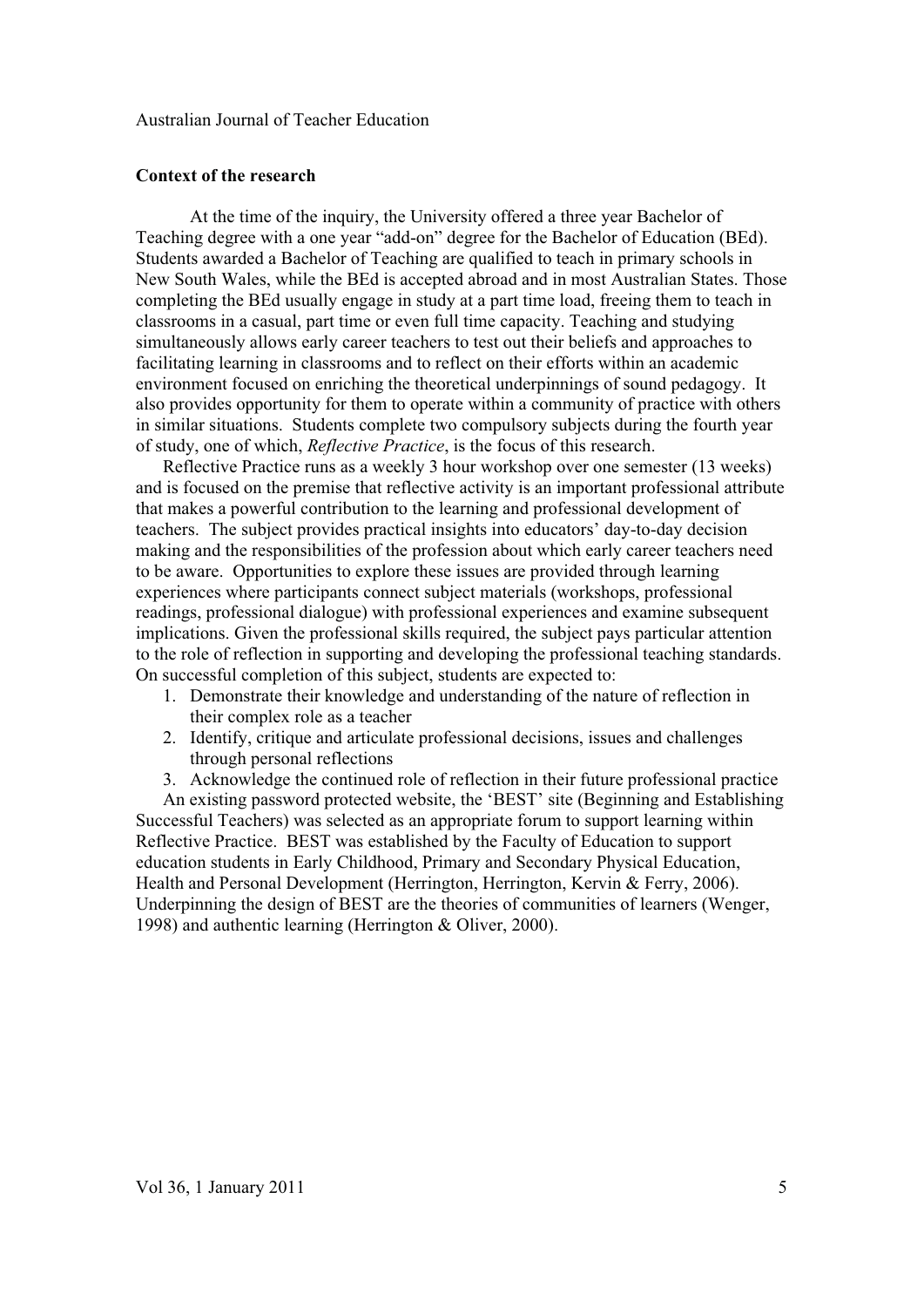**Context of the research**

At the time of the inquiry, the University offered a three year Bachelor of Teaching degree with a one year “add-on” degree for the Bachelor of Education (BEd). Students awarded a Bachelor of Teaching are qualified to teach in primary schools in New South Wales, while the BEd is accepted abroad and in most Australian States. Those completing the BEd usually engage in study at a part time load, freeing them to teach in classrooms in a casual, part time or even full time capacity. Teaching and studying simultaneously allows early career teachers to test out their beliefs and approaches to facilitating learning in classrooms and to reflect on their efforts within an academic environment focused on enriching the theoretical underpinnings of sound pedagogy. It also provides opportunity for them to operate within a community of practice with others in similar situations. Students complete two compulsory subjects during the fourth year of study, one of which, *Reflective Practice*, is the focus of this research.

Reflective Practice runs as a weekly 3 hour workshop over one semester (13 weeks) and is focused on the premise that reflective activity is an important professional attribute that makes a powerful contribution to the learning and professional development of teachers. The subject provides practical insights into educators’ day-to-day decision making and the responsibilities of the profession about which early career teachers need to be aware. Opportunities to explore these issues are provided through learning experiences where participants connect subject materials (workshops, professional readings, professional dialogue) with professional experiences and examine subsequent implications. Given the professional skills required, the subject pays particular attention to the role of reflection in supporting and developing the professional teaching standards. On successful completion of this subject, students are expected to:

1. Demonstrate their knowledge and understanding of the nature of reflection in their complex role as a teacher
2. Identify, critique and articulate professional decisions, issues and challenges through personal reflections
3. Acknowledge the continued role of reflection in their future professional practice

An existing password protected website, the ‘BEST’ site (Beginning and Establishing Successful Teachers) was selected as an appropriate forum to support learning within Reflective Practice. BEST was established by the Faculty of Education to support education students in Early Childhood, Primary and Secondary Physical Education, Health and Personal Development (Herrington, Herrington, Kervin & Ferry, 2006). Underpinning the design of BEST are the theories of communities of learners (Wenger, 1998) and authentic learning (Herrington & Oliver, 2000).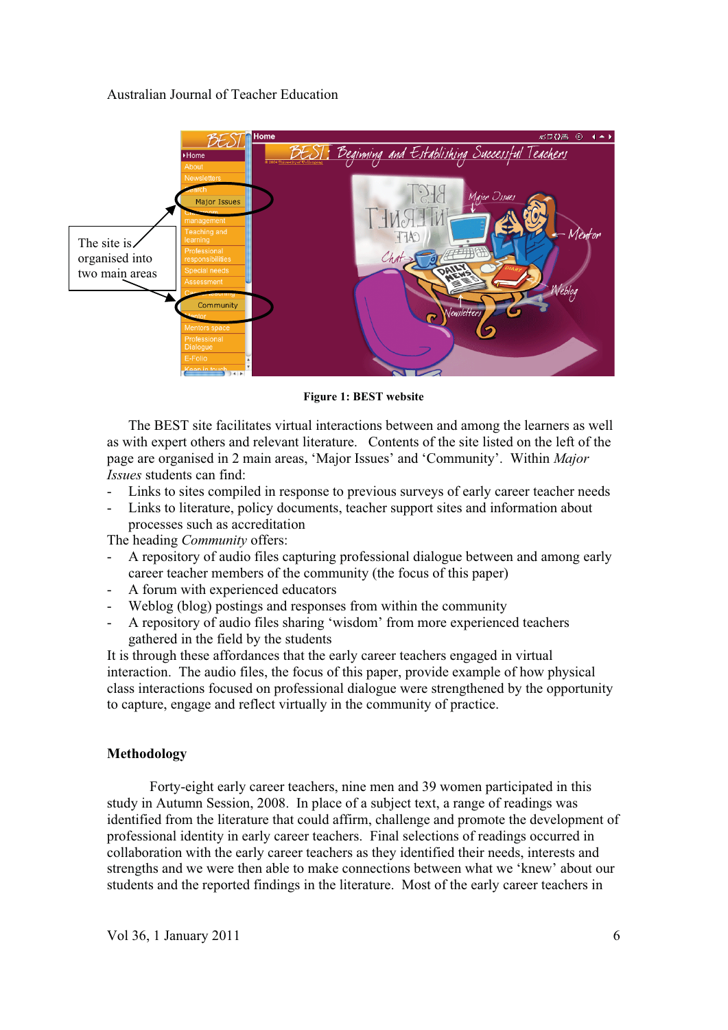**Figure 1: BEST website**

The BEST site facilitates virtual interactions between and among the learners as well as with expert others and relevant literature. Contents of the site listed on the left of the page are organised in 2 main areas, 'Major Issues' and 'Community'. Within *Major Issues* students can find:

- Links to sites compiled in response to previous surveys of early career teacher needs
- Links to literature, policy documents, teacher support sites and information about processes such as accreditation

The heading *Community* offers:

- A repository of audio files capturing professional dialogue between and among early career teacher members of the community (the focus of this paper)
- A forum with experienced educators
- Weblog (blog) postings and responses from within the community
- A repository of audio files sharing 'wisdom' from more experienced teachers gathered in the field by the students

It is through these affordances that the early career teachers engaged in virtual interaction. The audio files, the focus of this paper, provide example of how physical class interactions focused on professional dialogue were strengthened by the opportunity to capture, engage and reflect virtually in the community of practice.

## Methodology

Forty-eight early career teachers, nine men and 39 women participated in this study in Autumn Session, 2008. In place of a subject text, a range of readings was identified from the literature that could affirm, challenge and promote the development of professional identity in early career teachers. Final selections of readings occurred in collaboration with the early career teachers as they identified their needs, interests and strengths and we were then able to make connections between what we 'knew' about our students and the reported findings in the literature. Most of the early career teachers in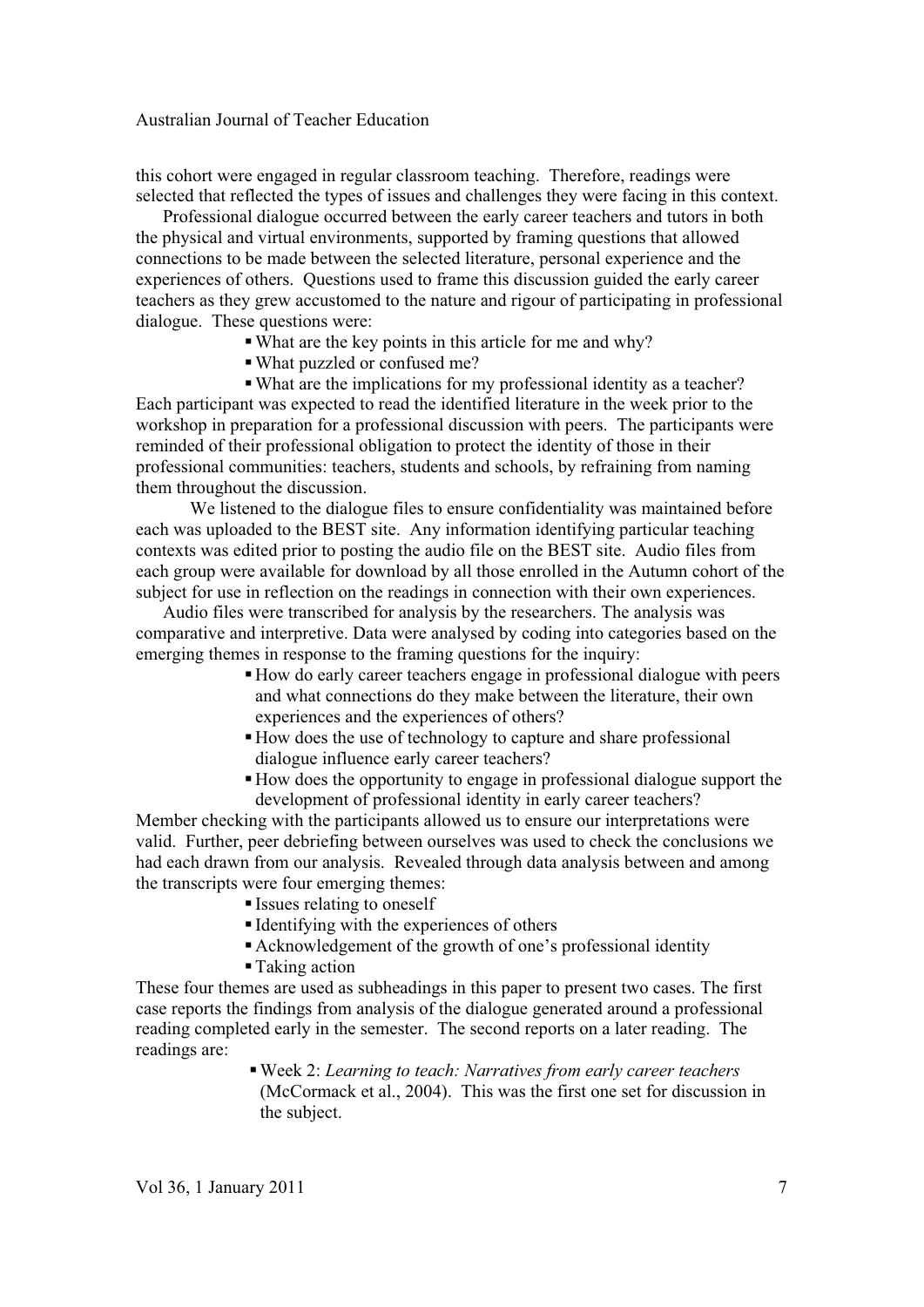this cohort were engaged in regular classroom teaching. Therefore, readings were selected that reflected the types of issues and challenges they were facing in this context.

Professional dialogue occurred between the early career teachers and tutors in both the physical and virtual environments, supported by framing questions that allowed connections to be made between the selected literature, personal experience and the experiences of others. Questions used to frame this discussion guided the early career teachers as they grew accustomed to the nature and rigour of participating in professional dialogue. These questions were:

- What are the key points in this article for me and why?
- What puzzled or confused me?
- What are the implications for my professional identity as a teacher?

Each participant was expected to read the identified literature in the week prior to the workshop in preparation for a professional discussion with peers. The participants were reminded of their professional obligation to protect the identity of those in their professional communities: teachers, students and schools, by refraining from naming them throughout the discussion.

We listened to the dialogue files to ensure confidentiality was maintained before each was uploaded to the BEST site. Any information identifying particular teaching contexts was edited prior to posting the audio file on the BEST site. Audio files from each group were available for download by all those enrolled in the Autumn cohort of the subject for use in reflection on the readings in connection with their own experiences.

Audio files were transcribed for analysis by the researchers. The analysis was comparative and interpretive. Data were analysed by coding into categories based on the emerging themes in response to the framing questions for the inquiry:

- How do early career teachers engage in professional dialogue with peers and what connections do they make between the literature, their own experiences and the experiences of others?
- How does the use of technology to capture and share professional dialogue influence early career teachers?
- How does the opportunity to engage in professional dialogue support the development of professional identity in early career teachers?

Member checking with the participants allowed us to ensure our interpretations were valid. Further, peer debriefing between ourselves was used to check the conclusions we had each drawn from our analysis. Revealed through data analysis between and among the transcripts were four emerging themes:

- Issues relating to oneself
- Identifying with the experiences of others
- Acknowledgement of the growth of one's professional identity
- Taking action

These four themes are used as subheadings in this paper to present two cases. The first case reports the findings from analysis of the dialogue generated around a professional reading completed early in the semester. The second reports on a later reading. The readings are:

- Week 2: *Learning to teach: Narratives from early career teachers* (McCormack et al., 2004). This was the first one set for discussion in the subject.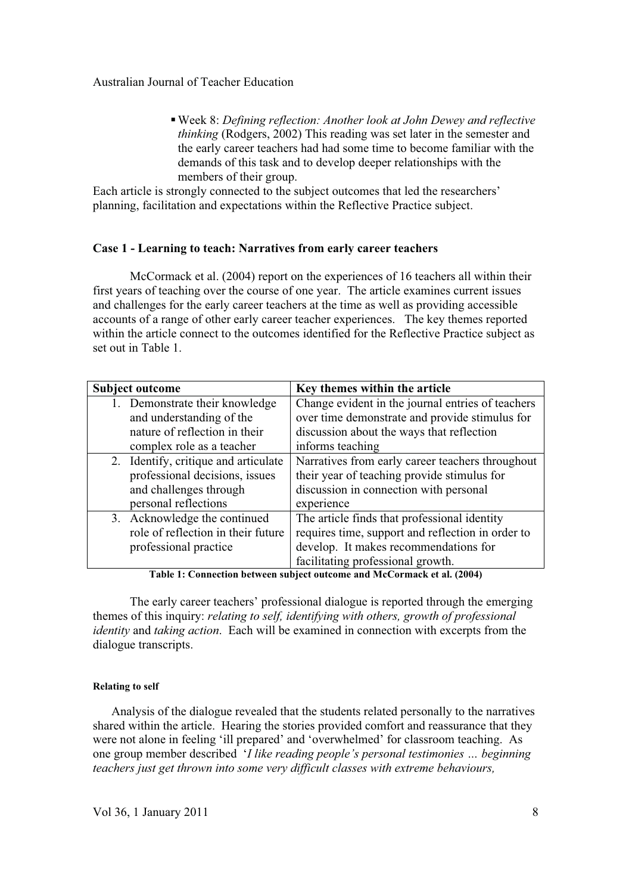- Week 8: *Defining reflection: Another look at John Dewey and reflective thinking* (Rodgers, 2002) This reading was set later in the semester and the early career teachers had had some time to become familiar with the demands of this task and to develop deeper relationships with the members of their group.

Each article is strongly connected to the subject outcomes that led the researchers' planning, facilitation and expectations within the Reflective Practice subject.

### Case 1 - Learning to teach: Narratives from early career teachers

McCormack et al. (2004) report on the experiences of 16 teachers all within their first years of teaching over the course of one year. The article examines current issues and challenges for the early career teachers at the time as well as providing accessible accounts of a range of other early career teacher experiences. The key themes reported within the article connect to the outcomes identified for the Reflective Practice subject as set out in Table 1.

| Subject outcome | Key themes within the article |
|---|---|
| 1. Demonstrate their knowledge and understanding of the nature of reflection in their complex role as a teacher | Change evident in the journal entries of teachers over time demonstrate and provide stimulus for discussion about the ways that reflection informs teaching |
| 2. Identify, critique and articulate professional decisions, issues and challenges through personal reflections | Narratives from early career teachers throughout their year of teaching provide stimulus for discussion in connection with personal experience |
| 3. Acknowledge the continued role of reflection in their future professional practice | The article finds that professional identity requires time, support and reflection in order to develop. It makes recommendations for facilitating professional growth. |

**Table 1: Connection between subject outcome and McCormack et al. (2004)**

The early career teachers' professional dialogue is reported through the emerging themes of this inquiry: *relating to self, identifying with others, growth of professional identity* and *taking action*. Each will be examined in connection with excerpts from the dialogue transcripts.

#### Relating to self

Analysis of the dialogue revealed that the students related personally to the narratives shared within the article. Hearing the stories provided comfort and reassurance that they were not alone in feeling 'ill prepared' and 'overwhelmed' for classroom teaching. As one group member described '*I like reading people's personal testimonies … beginning teachers just get thrown into some very difficult classes with extreme behaviours,*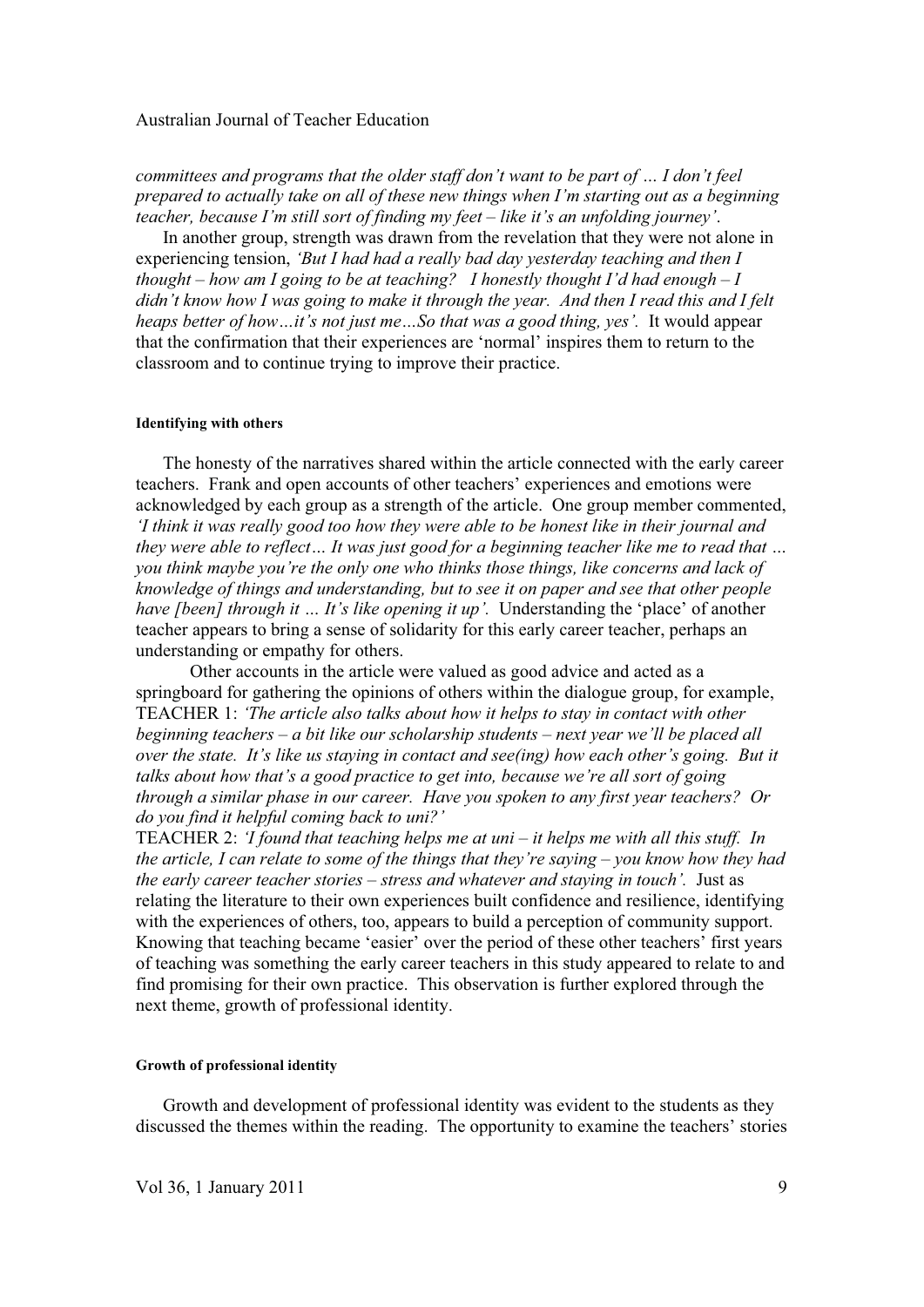*committees and programs that the older staff don't want to be part of … I don't feel prepared to actually take on all of these new things when I'm starting out as a beginning teacher, because I'm still sort of finding my feet – like it's an unfolding journey'.*

In another group, strength was drawn from the revelation that they were not alone in experiencing tension, *'But I had had a really bad day yesterday teaching and then I thought – how am I going to be at teaching? I honestly thought I'd had enough – I didn't know how I was going to make it through the year. And then I read this and I felt heaps better of how…it's not just me…So that was a good thing, yes'.* It would appear that the confirmation that their experiences are 'normal' inspires them to return to the classroom and to continue trying to improve their practice.

#### Identifying with others

The honesty of the narratives shared within the article connected with the early career teachers. Frank and open accounts of other teachers' experiences and emotions were acknowledged by each group as a strength of the article. One group member commented, *'I think it was really good too how they were able to be honest like in their journal and they were able to reflect… It was just good for a beginning teacher like me to read that … you think maybe you're the only one who thinks those things, like concerns and lack of knowledge of things and understanding, but to see it on paper and see that other people have [been] through it … It's like opening it up'.* Understanding the 'place' of another teacher appears to bring a sense of solidarity for this early career teacher, perhaps an understanding or empathy for others.

Other accounts in the article were valued as good advice and acted as a springboard for gathering the opinions of others within the dialogue group, for example, TEACHER 1: *'The article also talks about how it helps to stay in contact with other beginning teachers – a bit like our scholarship students – next year we'll be placed all over the state. It's like us staying in contact and see(ing) how each other's going. But it talks about how that's a good practice to get into, because we're all sort of going through a similar phase in our career. Have you spoken to any first year teachers? Or do you find it helpful coming back to uni?'*

TEACHER 2: *'I found that teaching helps me at uni – it helps me with all this stuff. In the article, I can relate to some of the things that they're saying – you know how they had the early career teacher stories – stress and whatever and staying in touch'.* Just as relating the literature to their own experiences built confidence and resilience, identifying with the experiences of others, too, appears to build a perception of community support. Knowing that teaching became 'easier' over the period of these other teachers' first years of teaching was something the early career teachers in this study appeared to relate to and find promising for their own practice. This observation is further explored through the next theme, growth of professional identity.

#### Growth of professional identity

Growth and development of professional identity was evident to the students as they discussed the themes within the reading. The opportunity to examine the teachers' stories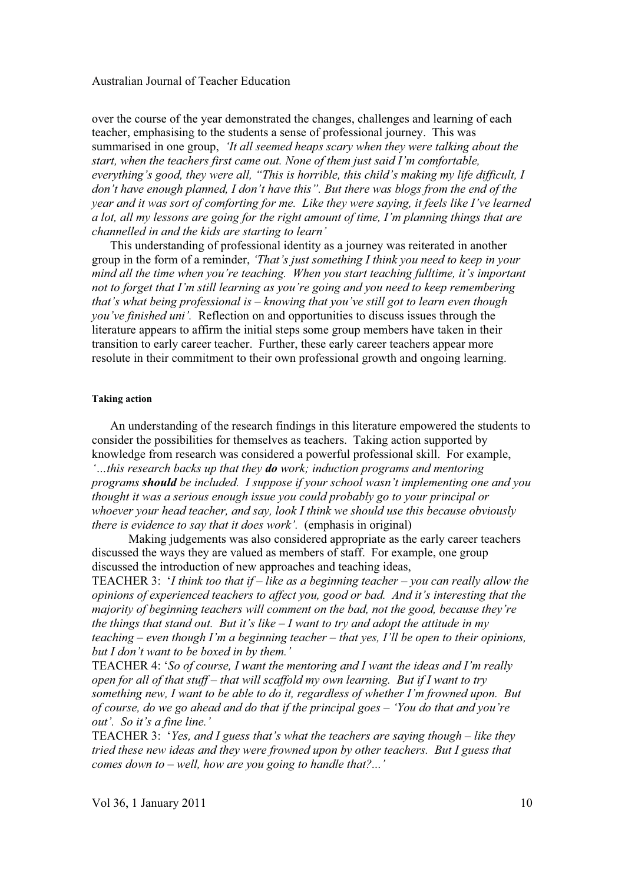over the course of the year demonstrated the changes, challenges and learning of each teacher, emphasising to the students a sense of professional journey. This was summarised in one group, *'It all seemed heaps scary when they were talking about the start, when the teachers first came out. None of them just said I'm comfortable, everything's good, they were all, "This is horrible, this child's making my life difficult, I don't have enough planned, I don't have this". But there was blogs from the end of the year and it was sort of comforting for me. Like they were saying, it feels like I've learned a lot, all my lessons are going for the right amount of time, I'm planning things that are channelled in and the kids are starting to learn'*

This understanding of professional identity as a journey was reiterated in another group in the form of a reminder, *'That's just something I think you need to keep in your mind all the time when you're teaching. When you start teaching fulltime, it's important not to forget that I'm still learning as you're going and you need to keep remembering that's what being professional is – knowing that you've still got to learn even though you've finished uni'.* Reflection on and opportunities to discuss issues through the literature appears to affirm the initial steps some group members have taken in their transition to early career teacher. Further, these early career teachers appear more resolute in their commitment to their own professional growth and ongoing learning.

#### Taking action

An understanding of the research findings in this literature empowered the students to consider the possibilities for themselves as teachers. Taking action supported by knowledge from research was considered a powerful professional skill. For example, *'…this research backs up that they **do** work; induction programs and mentoring programs **should** be included. I suppose if your school wasn't implementing one and you thought it was a serious enough issue you could probably go to your principal or whoever your head teacher, and say, look I think we should use this because obviously there is evidence to say that it does work'.* (emphasis in original)

Making judgements was also considered appropriate as the early career teachers discussed the ways they are valued as members of staff. For example, one group discussed the introduction of new approaches and teaching ideas,

TEACHER 3: '*I think too that if – like as a beginning teacher – you can really allow the opinions of experienced teachers to affect you, good or bad. And it's interesting that the majority of beginning teachers will comment on the bad, not the good, because they're the things that stand out. But it's like – I want to try and adopt the attitude in my teaching – even though I'm a beginning teacher – that yes, I'll be open to their opinions, but I don't want to be boxed in by them.*'

TEACHER 4: '*So of course, I want the mentoring and I want the ideas and I'm really open for all of that stuff – that will scaffold my own learning. But if I want to try something new, I want to be able to do it, regardless of whether I'm frowned upon. But of course, do we go ahead and do that if the principal goes – 'You do that and you're out'. So it's a fine line.*'

TEACHER 3: '*Yes, and I guess that's what the teachers are saying though – like they tried these new ideas and they were frowned upon by other teachers. But I guess that comes down to – well, how are you going to handle that?...*'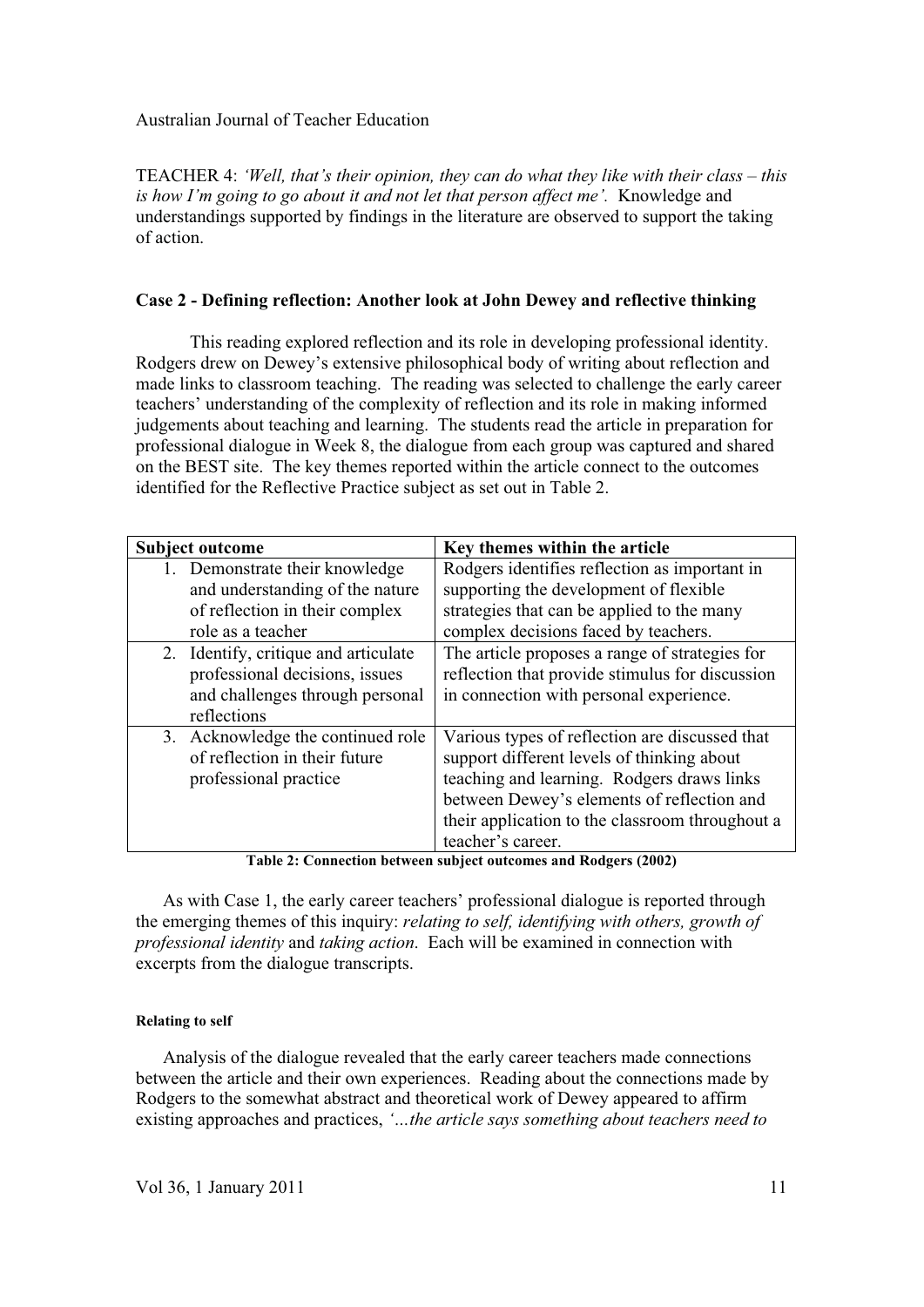TEACHER 4: *'Well, that's their opinion, they can do what they like with their class – this is how I'm going to go about it and not let that person affect me'.* Knowledge and understandings supported by findings in the literature are observed to support the taking of action.

### Case 2 - Defining reflection: Another look at John Dewey and reflective thinking

This reading explored reflection and its role in developing professional identity. Rodgers drew on Dewey's extensive philosophical body of writing about reflection and made links to classroom teaching. The reading was selected to challenge the early career teachers' understanding of the complexity of reflection and its role in making informed judgements about teaching and learning. The students read the article in preparation for professional dialogue in Week 8, the dialogue from each group was captured and shared on the BEST site. The key themes reported within the article connect to the outcomes identified for the Reflective Practice subject as set out in Table 2.

| Subject outcome | Key themes within the article |
|---|---|
| 1. Demonstrate their knowledge and understanding of the nature of reflection in their complex role as a teacher | Rodgers identifies reflection as important in supporting the development of flexible strategies that can be applied to the many complex decisions faced by teachers. |
| 2. Identify, critique and articulate professional decisions, issues and challenges through personal reflections | The article proposes a range of strategies for reflection that provide stimulus for discussion in connection with personal experience. |
| 3. Acknowledge the continued role of reflection in their future professional practice | Various types of reflection are discussed that support different levels of thinking about teaching and learning. Rodgers draws links between Dewey's elements of reflection and their application to the classroom throughout a teacher's career. |

**Table 2: Connection between subject outcomes and Rodgers (2002)**

As with Case 1, the early career teachers' professional dialogue is reported through the emerging themes of this inquiry: *relating to self, identifying with others, growth of professional identity* and *taking action*. Each will be examined in connection with excerpts from the dialogue transcripts.

#### Relating to self

Analysis of the dialogue revealed that the early career teachers made connections between the article and their own experiences. Reading about the connections made by Rodgers to the somewhat abstract and theoretical work of Dewey appeared to affirm existing approaches and practices, *'…the article says something about teachers need to*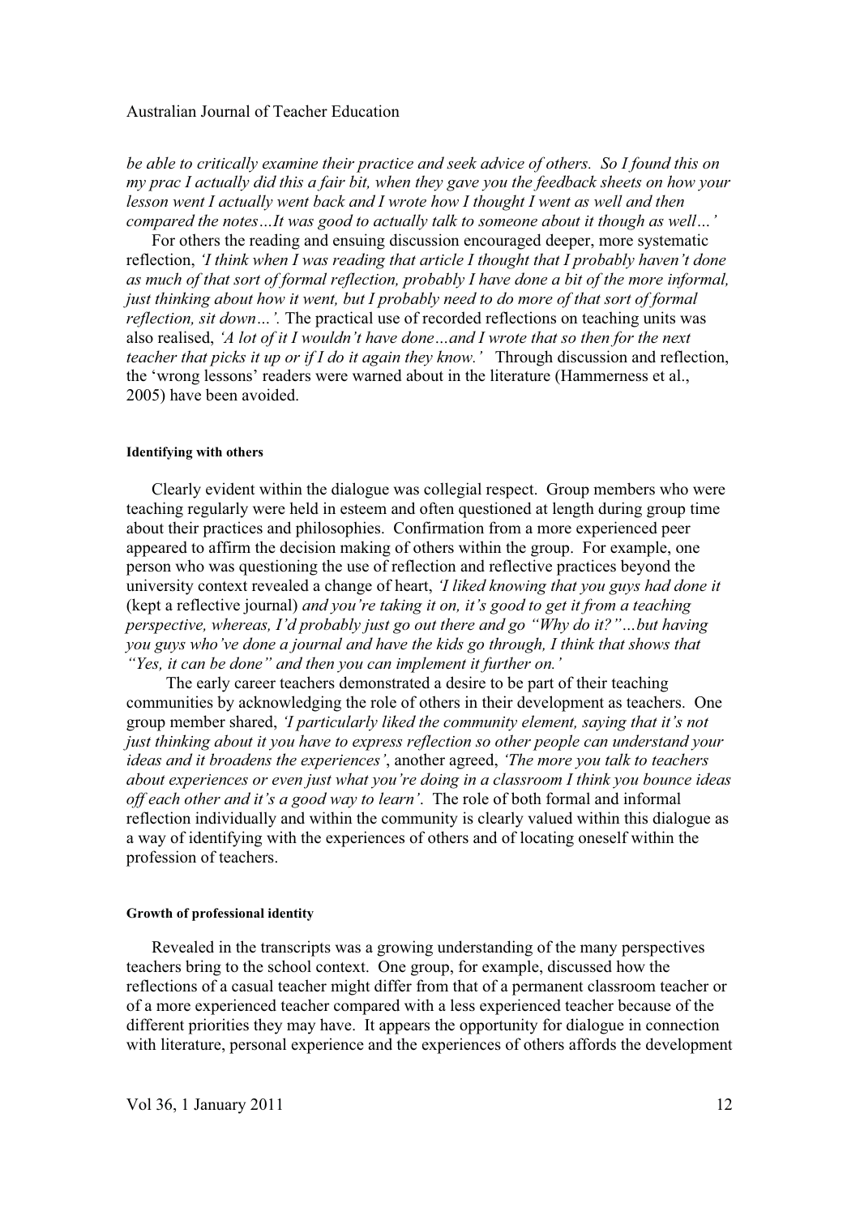*be able to critically examine their practice and seek advice of others. So I found this on my prac I actually did this a fair bit, when they gave you the feedback sheets on how your lesson went I actually went back and I wrote how I thought I went as well and then compared the notes…It was good to actually talk to someone about it though as well…'*

For others the reading and ensuing discussion encouraged deeper, more systematic reflection, *'I think when I was reading that article I thought that I probably haven't done as much of that sort of formal reflection, probably I have done a bit of the more informal, just thinking about how it went, but I probably need to do more of that sort of formal reflection, sit down…'.* The practical use of recorded reflections on teaching units was also realised, *'A lot of it I wouldn't have done…and I wrote that so then for the next teacher that picks it up or if I do it again they know.'* Through discussion and reflection, the 'wrong lessons' readers were warned about in the literature (Hammerness et al., 2005) have been avoided.

#### Identifying with others

Clearly evident within the dialogue was collegial respect. Group members who were teaching regularly were held in esteem and often questioned at length during group time about their practices and philosophies. Confirmation from a more experienced peer appeared to affirm the decision making of others within the group. For example, one person who was questioning the use of reflection and reflective practices beyond the university context revealed a change of heart, *'I liked knowing that you guys had done it* (kept a reflective journal) *and you're taking it on, it's good to get it from a teaching perspective, whereas, I'd probably just go out there and go "Why do it?"…but having you guys who've done a journal and have the kids go through, I think that shows that "Yes, it can be done" and then you can implement it further on.'*

The early career teachers demonstrated a desire to be part of their teaching communities by acknowledging the role of others in their development as teachers. One group member shared, *'I particularly liked the community element, saying that it's not just thinking about it you have to express reflection so other people can understand your ideas and it broadens the experiences'*, another agreed, *'The more you talk to teachers about experiences or even just what you're doing in a classroom I think you bounce ideas off each other and it's a good way to learn'*. The role of both formal and informal reflection individually and within the community is clearly valued within this dialogue as a way of identifying with the experiences of others and of locating oneself within the profession of teachers.

#### Growth of professional identity

Revealed in the transcripts was a growing understanding of the many perspectives teachers bring to the school context. One group, for example, discussed how the reflections of a casual teacher might differ from that of a permanent classroom teacher or of a more experienced teacher compared with a less experienced teacher because of the different priorities they may have. It appears the opportunity for dialogue in connection with literature, personal experience and the experiences of others affords the development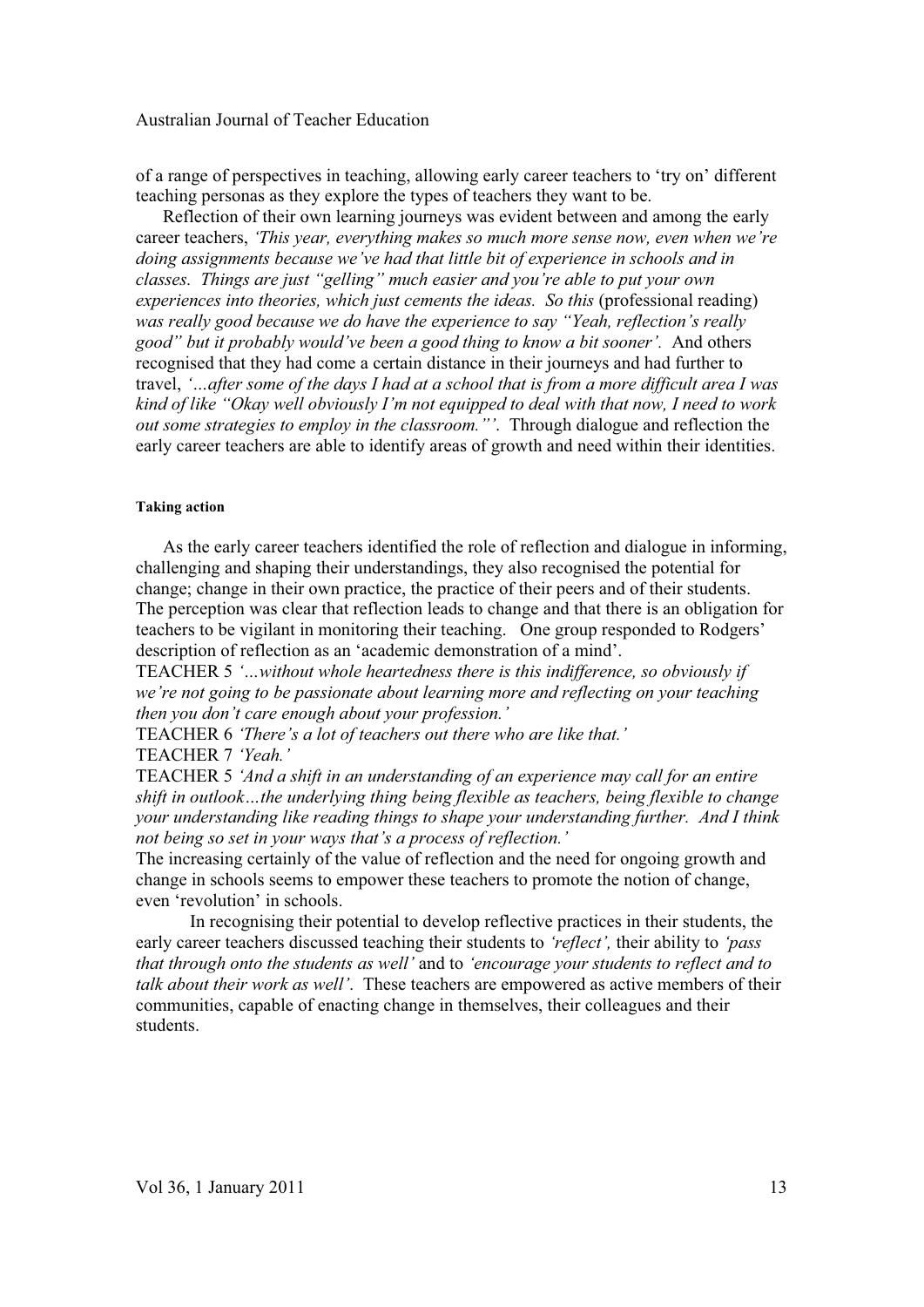of a range of perspectives in teaching, allowing early career teachers to 'try on' different teaching personas as they explore the types of teachers they want to be.

Reflection of their own learning journeys was evident between and among the early career teachers, *'This year, everything makes so much more sense now, even when we're doing assignments because we've had that little bit of experience in schools and in classes. Things are just "gelling" much easier and you're able to put your own experiences into theories, which just cements the ideas. So this* (professional reading) *was really good because we do have the experience to say "Yeah, reflection's really good" but it probably would've been a good thing to know a bit sooner'.* And others recognised that they had come a certain distance in their journeys and had further to travel, *'…after some of the days I had at a school that is from a more difficult area I was kind of like "Okay well obviously I'm not equipped to deal with that now, I need to work out some strategies to employ in the classroom."'.* Through dialogue and reflection the early career teachers are able to identify areas of growth and need within their identities.

#### Taking action

As the early career teachers identified the role of reflection and dialogue in informing, challenging and shaping their understandings, they also recognised the potential for change; change in their own practice, the practice of their peers and of their students. The perception was clear that reflection leads to change and that there is an obligation for teachers to be vigilant in monitoring their teaching. One group responded to Rodgers' description of reflection as an 'academic demonstration of a mind'.

TEACHER 5 *'…without whole heartedness there is this indifference, so obviously if we're not going to be passionate about learning more and reflecting on your teaching then you don't care enough about your profession.'*

TEACHER 6 *'There's a lot of teachers out there who are like that.'*

TEACHER 7 *'Yeah.'*

TEACHER 5 *'And a shift in an understanding of an experience may call for an entire shift in outlook…the underlying thing being flexible as teachers, being flexible to change your understanding like reading things to shape your understanding further. And I think not being so set in your ways that's a process of reflection.'*

The increasing certainly of the value of reflection and the need for ongoing growth and change in schools seems to empower these teachers to promote the notion of change, even 'revolution' in schools.

In recognising their potential to develop reflective practices in their students, the early career teachers discussed teaching their students to *'reflect',* their ability to *'pass that through onto the students as well'* and to *'encourage your students to reflect and to talk about their work as well'.* These teachers are empowered as active members of their communities, capable of enacting change in themselves, their colleagues and their students.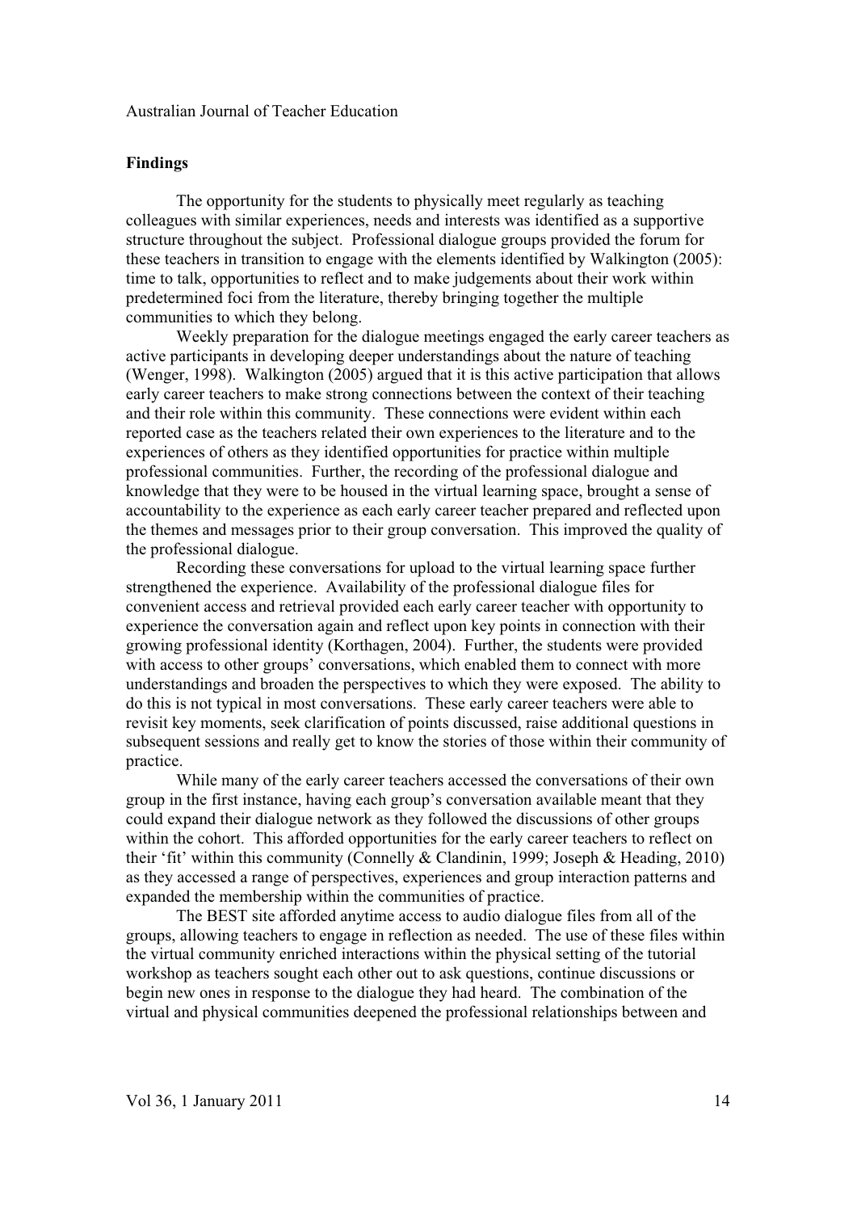## Findings

The opportunity for the students to physically meet regularly as teaching colleagues with similar experiences, needs and interests was identified as a supportive structure throughout the subject. Professional dialogue groups provided the forum for these teachers in transition to engage with the elements identified by Walkington (2005): time to talk, opportunities to reflect and to make judgements about their work within predetermined foci from the literature, thereby bringing together the multiple communities to which they belong.

Weekly preparation for the dialogue meetings engaged the early career teachers as active participants in developing deeper understandings about the nature of teaching (Wenger, 1998). Walkington (2005) argued that it is this active participation that allows early career teachers to make strong connections between the context of their teaching and their role within this community. These connections were evident within each reported case as the teachers related their own experiences to the literature and to the experiences of others as they identified opportunities for practice within multiple professional communities. Further, the recording of the professional dialogue and knowledge that they were to be housed in the virtual learning space, brought a sense of accountability to the experience as each early career teacher prepared and reflected upon the themes and messages prior to their group conversation. This improved the quality of the professional dialogue.

Recording these conversations for upload to the virtual learning space further strengthened the experience. Availability of the professional dialogue files for convenient access and retrieval provided each early career teacher with opportunity to experience the conversation again and reflect upon key points in connection with their growing professional identity (Korthagen, 2004). Further, the students were provided with access to other groups' conversations, which enabled them to connect with more understandings and broaden the perspectives to which they were exposed. The ability to do this is not typical in most conversations. These early career teachers were able to revisit key moments, seek clarification of points discussed, raise additional questions in subsequent sessions and really get to know the stories of those within their community of practice.

While many of the early career teachers accessed the conversations of their own group in the first instance, having each group's conversation available meant that they could expand their dialogue network as they followed the discussions of other groups within the cohort. This afforded opportunities for the early career teachers to reflect on their 'fit' within this community (Connelly & Clandinin, 1999; Joseph & Heading, 2010) as they accessed a range of perspectives, experiences and group interaction patterns and expanded the membership within the communities of practice.

The BEST site afforded anytime access to audio dialogue files from all of the groups, allowing teachers to engage in reflection as needed. The use of these files within the virtual community enriched interactions within the physical setting of the tutorial workshop as teachers sought each other out to ask questions, continue discussions or begin new ones in response to the dialogue they had heard. The combination of the virtual and physical communities deepened the professional relationships between and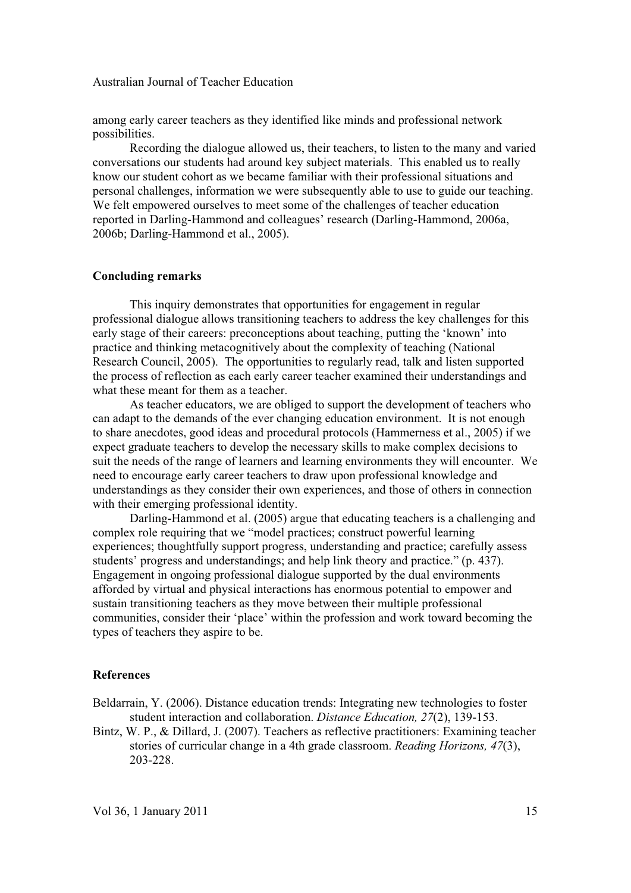among early career teachers as they identified like minds and professional network possibilities.

Recording the dialogue allowed us, their teachers, to listen to the many and varied conversations our students had around key subject materials. This enabled us to really know our student cohort as we became familiar with their professional situations and personal challenges, information we were subsequently able to use to guide our teaching. We felt empowered ourselves to meet some of the challenges of teacher education reported in Darling-Hammond and colleagues' research (Darling-Hammond, 2006a, 2006b; Darling-Hammond et al., 2005).

## Concluding remarks

This inquiry demonstrates that opportunities for engagement in regular professional dialogue allows transitioning teachers to address the key challenges for this early stage of their careers: preconceptions about teaching, putting the 'known' into practice and thinking metacognitively about the complexity of teaching (National Research Council, 2005). The opportunities to regularly read, talk and listen supported the process of reflection as each early career teacher examined their understandings and what these meant for them as a teacher.

As teacher educators, we are obliged to support the development of teachers who can adapt to the demands of the ever changing education environment. It is not enough to share anecdotes, good ideas and procedural protocols (Hammerness et al., 2005) if we expect graduate teachers to develop the necessary skills to make complex decisions to suit the needs of the range of learners and learning environments they will encounter. We need to encourage early career teachers to draw upon professional knowledge and understandings as they consider their own experiences, and those of others in connection with their emerging professional identity.

Darling-Hammond et al. (2005) argue that educating teachers is a challenging and complex role requiring that we "model practices; construct powerful learning experiences; thoughtfully support progress, understanding and practice; carefully assess students' progress and understandings; and help link theory and practice." (p. 437). Engagement in ongoing professional dialogue supported by the dual environments afforded by virtual and physical interactions has enormous potential to empower and sustain transitioning teachers as they move between their multiple professional communities, consider their 'place' within the profession and work toward becoming the types of teachers they aspire to be.

## References

Beldarrain, Y. (2006). Distance education trends: Integrating new technologies to foster student interaction and collaboration. *Distance Education, 27*(2), 139-153.

Bintz, W. P., & Dillard, J. (2007). Teachers as reflective practitioners: Examining teacher stories of curricular change in a 4th grade classroom. *Reading Horizons, 47*(3), 203-228.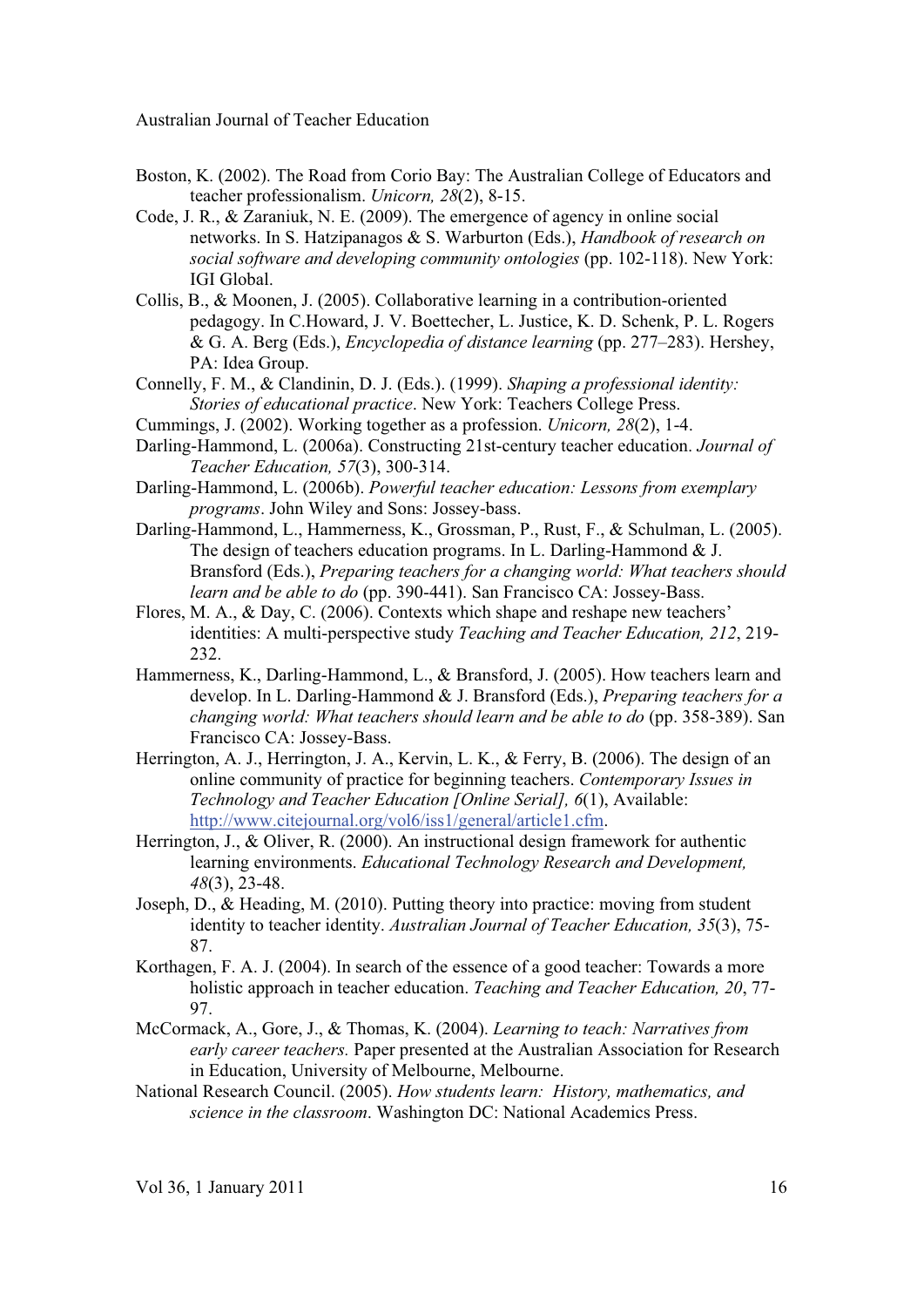Boston, K. (2002). The Road from Corio Bay: The Australian College of Educators and teacher professionalism. *Unicorn, 28*(2), 8-15.

Code, J. R., & Zaraniuk, N. E. (2009). The emergence of agency in online social networks. In S. Hatzipanagos & S. Warburton (Eds.), *Handbook of research on social software and developing community ontologies* (pp. 102-118). New York: IGI Global.

Collis, B., & Moonen, J. (2005). Collaborative learning in a contribution-oriented pedagogy. In C.Howard, J. V. Boettecher, L. Justice, K. D. Schenk, P. L. Rogers & G. A. Berg (Eds.), *Encyclopedia of distance learning* (pp. 277–283). Hershey, PA: Idea Group.

Connelly, F. M., & Clandinin, D. J. (Eds.). (1999). *Shaping a professional identity: Stories of educational practice*. New York: Teachers College Press.

Cummings, J. (2002). Working together as a profession. *Unicorn, 28*(2), 1-4.

Darling-Hammond, L. (2006a). Constructing 21st-century teacher education. *Journal of Teacher Education, 57*(3), 300-314.

Darling-Hammond, L. (2006b). *Powerful teacher education: Lessons from exemplary programs*. John Wiley and Sons: Jossey-bass.

Darling-Hammond, L., Hammerness, K., Grossman, P., Rust, F., & Schulman, L. (2005). The design of teachers education programs. In L. Darling-Hammond & J. Bransford (Eds.), *Preparing teachers for a changing world: What teachers should learn and be able to do* (pp. 390-441). San Francisco CA: Jossey-Bass.

Flores, M. A., & Day, C. (2006). Contexts which shape and reshape new teachers' identities: A multi-perspective study *Teaching and Teacher Education, 212*, 219-232.

Hammerness, K., Darling-Hammond, L., & Bransford, J. (2005). How teachers learn and develop. In L. Darling-Hammond & J. Bransford (Eds.), *Preparing teachers for a changing world: What teachers should learn and be able to do* (pp. 358-389). San Francisco CA: Jossey-Bass.

Herrington, A. J., Herrington, J. A., Kervin, L. K., & Ferry, B. (2006). The design of an online community of practice for beginning teachers. *Contemporary Issues in Technology and Teacher Education [Online Serial], 6*(1), Available: http://www.citejournal.org/vol6/iss1/general/article1.cfm.

Herrington, J., & Oliver, R. (2000). An instructional design framework for authentic learning environments. *Educational Technology Research and Development, 48*(3), 23-48.

Joseph, D., & Heading, M. (2010). Putting theory into practice: moving from student identity to teacher identity. *Australian Journal of Teacher Education, 35*(3), 75-87.

Korthagen, F. A. J. (2004). In search of the essence of a good teacher: Towards a more holistic approach in teacher education. *Teaching and Teacher Education, 20*, 77-97.

McCormack, A., Gore, J., & Thomas, K. (2004). *Learning to teach: Narratives from early career teachers.* Paper presented at the Australian Association for Research in Education, University of Melbourne, Melbourne.

National Research Council. (2005). *How students learn: History, mathematics, and science in the classroom*. Washington DC: National Academics Press.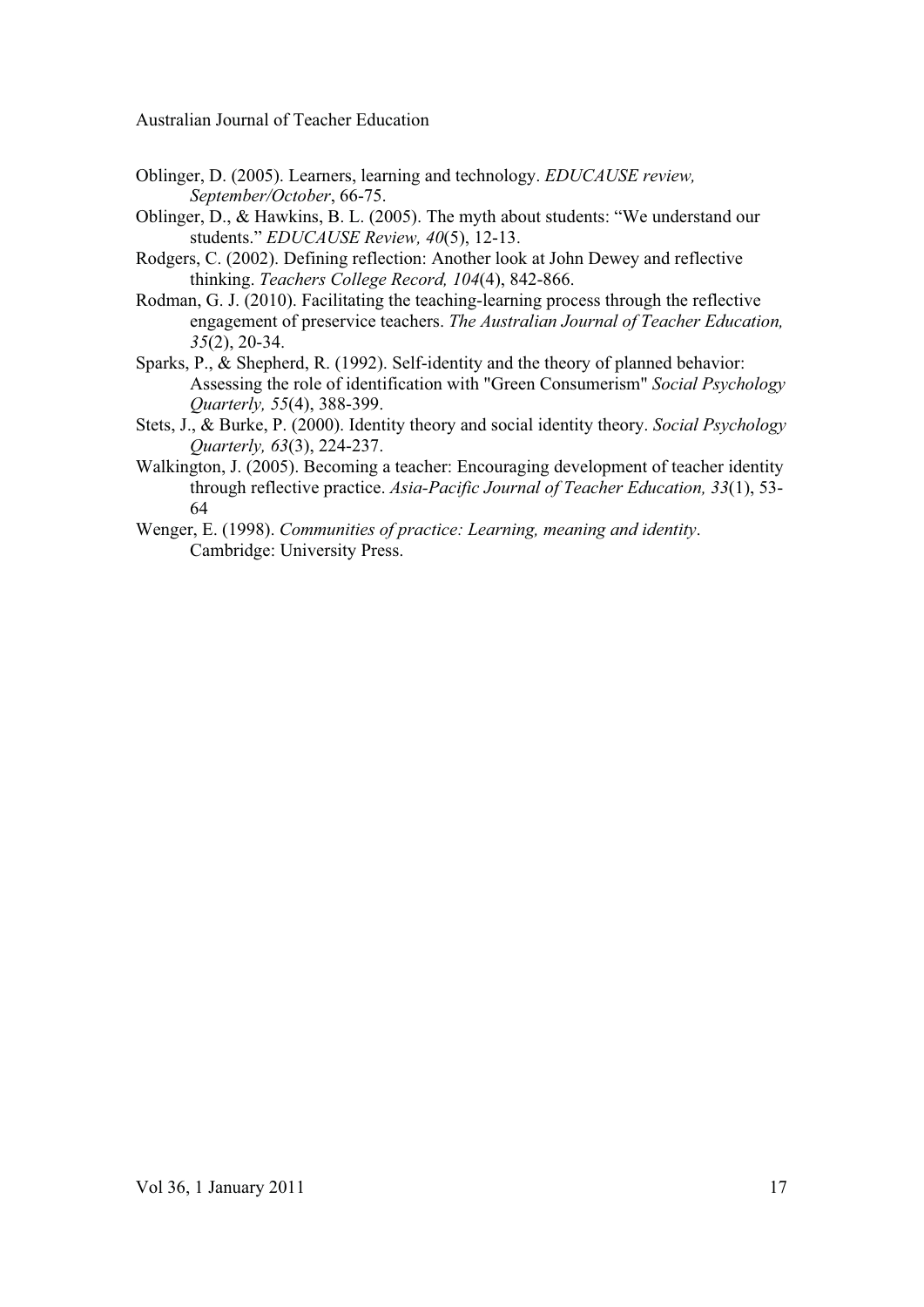Oblinger, D. (2005). Learners, learning and technology. *EDUCAUSE review, September/October*, 66-75.

Oblinger, D., & Hawkins, B. L. (2005). The myth about students: "We understand our students." *EDUCAUSE Review, 40*(5), 12-13.

Rodgers, C. (2002). Defining reflection: Another look at John Dewey and reflective thinking. *Teachers College Record, 104*(4), 842-866.

Rodman, G. J. (2010). Facilitating the teaching-learning process through the reflective engagement of preservice teachers. *The Australian Journal of Teacher Education, 35*(2), 20-34.

Sparks, P., & Shepherd, R. (1992). Self-identity and the theory of planned behavior: Assessing the role of identification with "Green Consumerism" *Social Psychology Quarterly, 55*(4), 388-399.

Stets, J., & Burke, P. (2000). Identity theory and social identity theory. *Social Psychology Quarterly, 63*(3), 224-237.

Walkington, J. (2005). Becoming a teacher: Encouraging development of teacher identity through reflective practice. *Asia-Pacific Journal of Teacher Education, 33*(1), 53-64

Wenger, E. (1998). *Communities of practice: Learning, meaning and identity*. Cambridge: University Press.